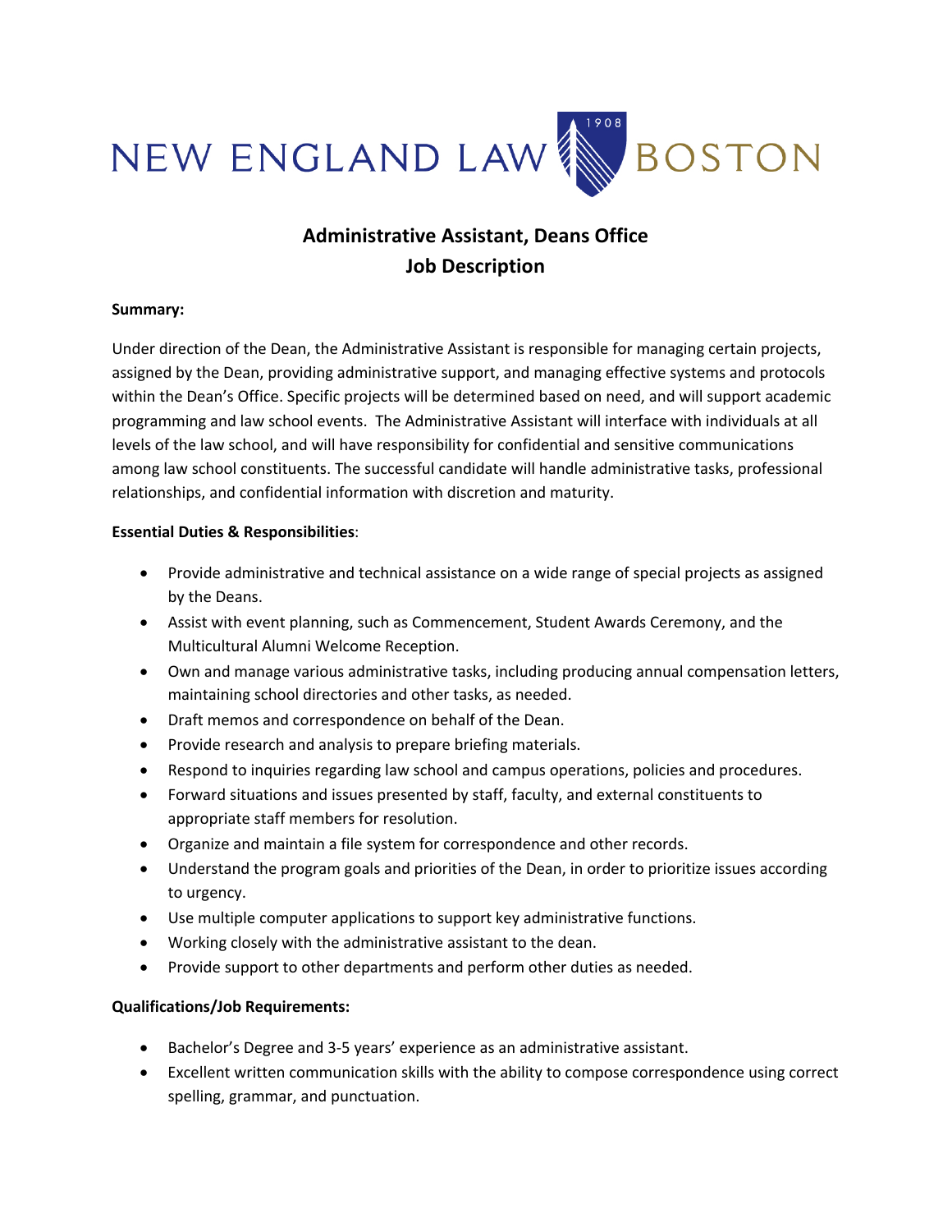NEW ENGLAND LAW | BOSTON

# Administrative Assistant, Deans Office
## Job Description

**Summary:**

Under direction of the Dean, the Administrative Assistant is responsible for managing certain projects, assigned by the Dean, providing administrative support, and managing effective systems and protocols within the Dean's Office. Specific projects will be determined based on need, and will support academic programming and law school events. The Administrative Assistant will interface with individuals at all levels of the law school, and will have responsibility for confidential and sensitive communications among law school constituents. The successful candidate will handle administrative tasks, professional relationships, and confidential information with discretion and maturity.

**Essential Duties & Responsibilities**:

- Provide administrative and technical assistance on a wide range of special projects as assigned by the Deans.
- Assist with event planning, such as Commencement, Student Awards Ceremony, and the Multicultural Alumni Welcome Reception.
- Own and manage various administrative tasks, including producing annual compensation letters, maintaining school directories and other tasks, as needed.
- Draft memos and correspondence on behalf of the Dean.
- Provide research and analysis to prepare briefing materials.
- Respond to inquiries regarding law school and campus operations, policies and procedures.
- Forward situations and issues presented by staff, faculty, and external constituents to appropriate staff members for resolution.
- Organize and maintain a file system for correspondence and other records.
- Understand the program goals and priorities of the Dean, in order to prioritize issues according to urgency.
- Use multiple computer applications to support key administrative functions.
- Working closely with the administrative assistant to the dean.
- Provide support to other departments and perform other duties as needed.

**Qualifications/Job Requirements:**

- Bachelor's Degree and 3-5 years' experience as an administrative assistant.
- Excellent written communication skills with the ability to compose correspondence using correct spelling, grammar, and punctuation.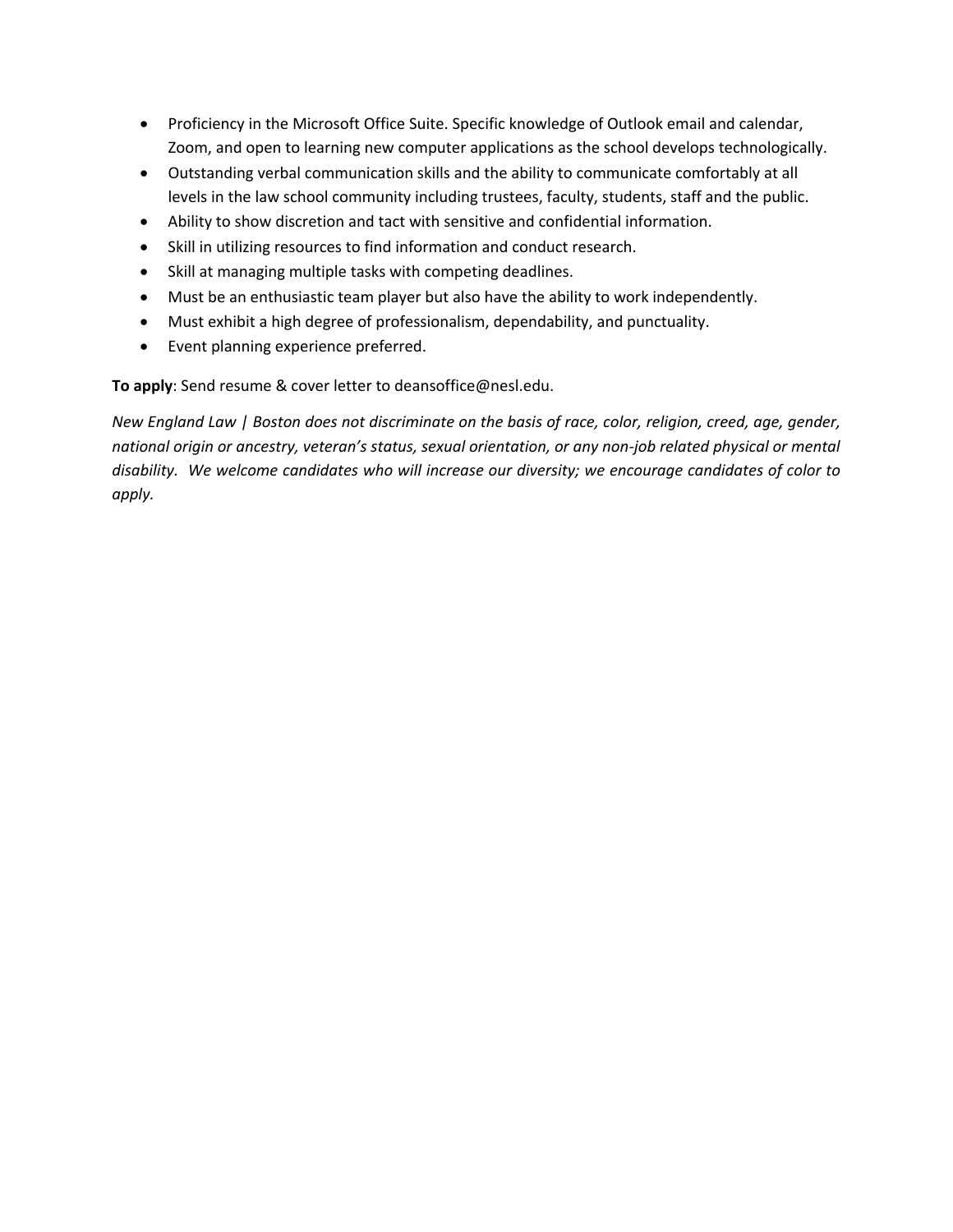- Proficiency in the Microsoft Office Suite. Specific knowledge of Outlook email and calendar, Zoom, and open to learning new computer applications as the school develops technologically.
- Outstanding verbal communication skills and the ability to communicate comfortably at all levels in the law school community including trustees, faculty, students, staff and the public.
- Ability to show discretion and tact with sensitive and confidential information.
- Skill in utilizing resources to find information and conduct research.
- Skill at managing multiple tasks with competing deadlines.
- Must be an enthusiastic team player but also have the ability to work independently.
- Must exhibit a high degree of professionalism, dependability, and punctuality.
- Event planning experience preferred.

**To apply**: Send resume & cover letter to deansoffice@nesl.edu.

*New England Law | Boston does not discriminate on the basis of race, color, religion, creed, age, gender, national origin or ancestry, veteran's status, sexual orientation, or any non-job related physical or mental disability. We welcome candidates who will increase our diversity; we encourage candidates of color to apply.*